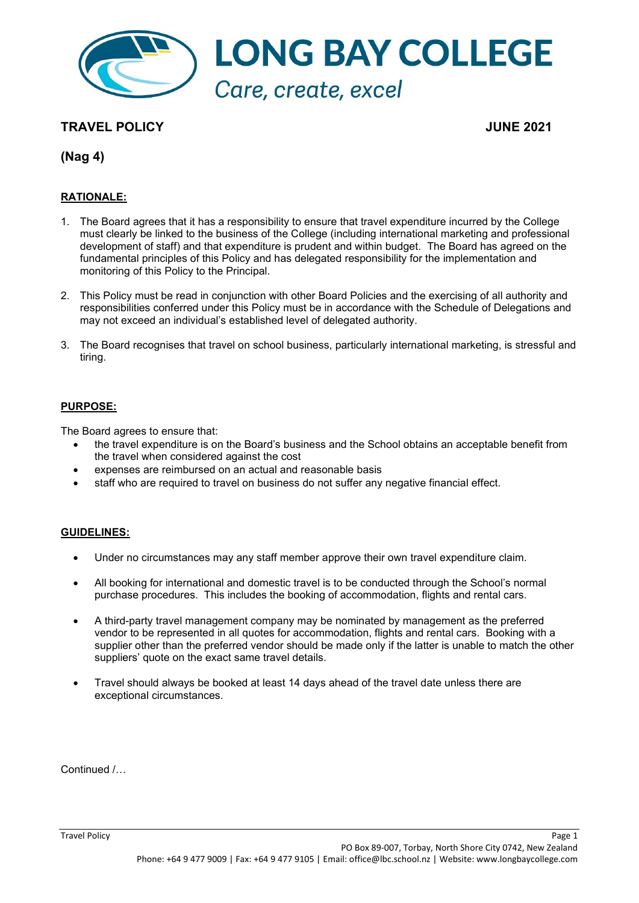# LONG BAY COLLEGE

*Care, create, excel*

## TRAVEL POLICY **JUNE 2021**

## (Nag 4)

### RATIONALE:

1. The Board agrees that it has a responsibility to ensure that travel expenditure incurred by the College must clearly be linked to the business of the College (including international marketing and professional development of staff) and that expenditure is prudent and within budget. The Board has agreed on the fundamental principles of this Policy and has delegated responsibility for the implementation and monitoring of this Policy to the Principal.

2. This Policy must be read in conjunction with other Board Policies and the exercising of all authority and responsibilities conferred under this Policy must be in accordance with the Schedule of Delegations and may not exceed an individual's established level of delegated authority.

3. The Board recognises that travel on school business, particularly international marketing, is stressful and tiring.

### PURPOSE:

The Board agrees to ensure that:

- the travel expenditure is on the Board's business and the School obtains an acceptable benefit from the travel when considered against the cost
- expenses are reimbursed on an actual and reasonable basis
- staff who are required to travel on business do not suffer any negative financial effect.

### GUIDELINES:

- Under no circumstances may any staff member approve their own travel expenditure claim.

- All booking for international and domestic travel is to be conducted through the School's normal purchase procedures. This includes the booking of accommodation, flights and rental cars.

- A third-party travel management company may be nominated by management as the preferred vendor to be represented in all quotes for accommodation, flights and rental cars. Booking with a supplier other than the preferred vendor should be made only if the latter is unable to match the other suppliers' quote on the exact same travel details.

- Travel should always be booked at least 14 days ahead of the travel date unless there are exceptional circumstances.

Continued /…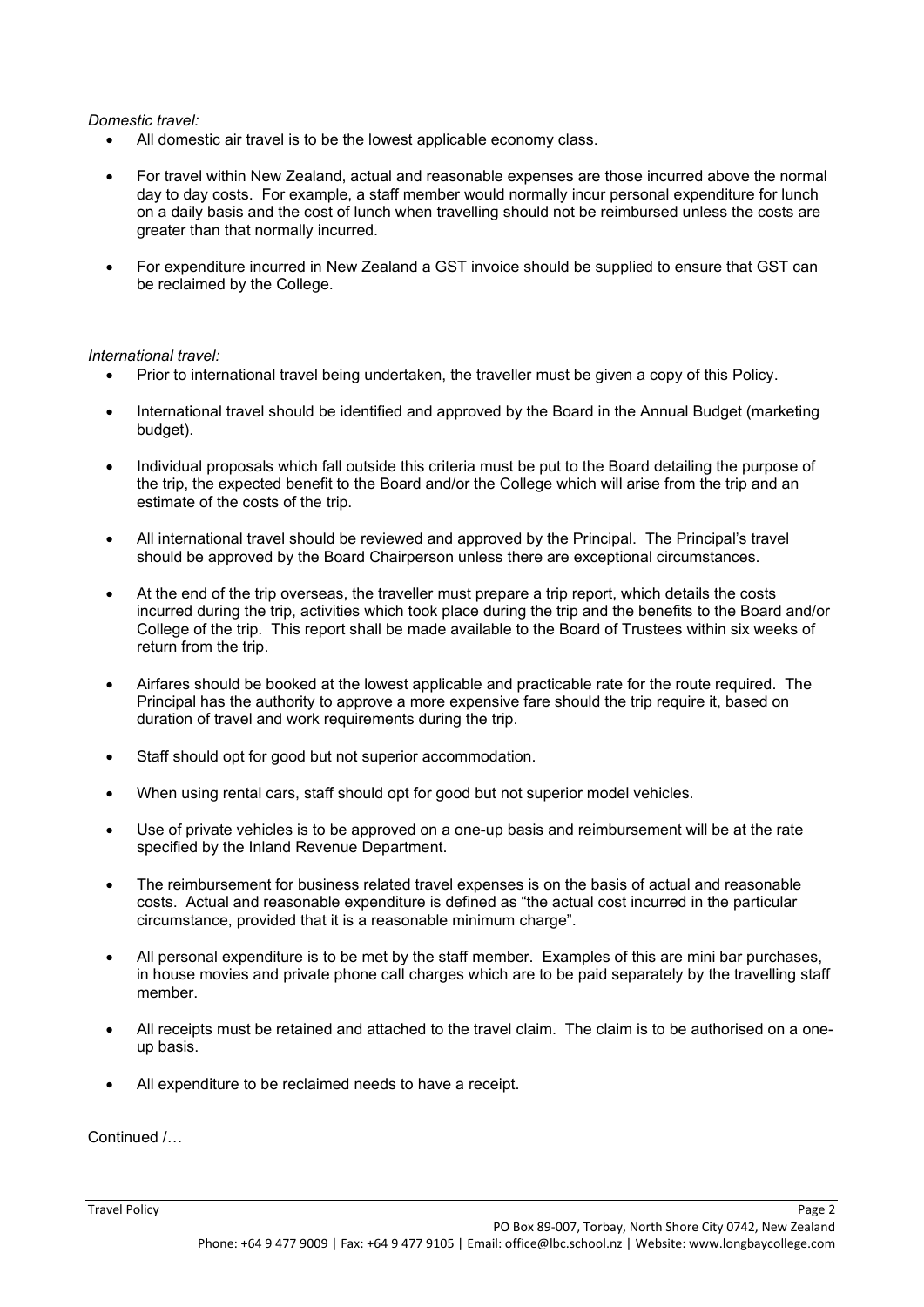*Domestic travel:*

- All domestic air travel is to be the lowest applicable economy class.
- For travel within New Zealand, actual and reasonable expenses are those incurred above the normal day to day costs. For example, a staff member would normally incur personal expenditure for lunch on a daily basis and the cost of lunch when travelling should not be reimbursed unless the costs are greater than that normally incurred.
- For expenditure incurred in New Zealand a GST invoice should be supplied to ensure that GST can be reclaimed by the College.

*International travel:*

- Prior to international travel being undertaken, the traveller must be given a copy of this Policy.
- International travel should be identified and approved by the Board in the Annual Budget (marketing budget).
- Individual proposals which fall outside this criteria must be put to the Board detailing the purpose of the trip, the expected benefit to the Board and/or the College which will arise from the trip and an estimate of the costs of the trip.
- All international travel should be reviewed and approved by the Principal. The Principal's travel should be approved by the Board Chairperson unless there are exceptional circumstances.
- At the end of the trip overseas, the traveller must prepare a trip report, which details the costs incurred during the trip, activities which took place during the trip and the benefits to the Board and/or College of the trip. This report shall be made available to the Board of Trustees within six weeks of return from the trip.
- Airfares should be booked at the lowest applicable and practicable rate for the route required. The Principal has the authority to approve a more expensive fare should the trip require it, based on duration of travel and work requirements during the trip.
- Staff should opt for good but not superior accommodation.
- When using rental cars, staff should opt for good but not superior model vehicles.
- Use of private vehicles is to be approved on a one-up basis and reimbursement will be at the rate specified by the Inland Revenue Department.
- The reimbursement for business related travel expenses is on the basis of actual and reasonable costs. Actual and reasonable expenditure is defined as "the actual cost incurred in the particular circumstance, provided that it is a reasonable minimum charge".
- All personal expenditure is to be met by the staff member. Examples of this are mini bar purchases, in house movies and private phone call charges which are to be paid separately by the travelling staff member.
- All receipts must be retained and attached to the travel claim. The claim is to be authorised on a one-up basis.
- All expenditure to be reclaimed needs to have a receipt.

Continued /…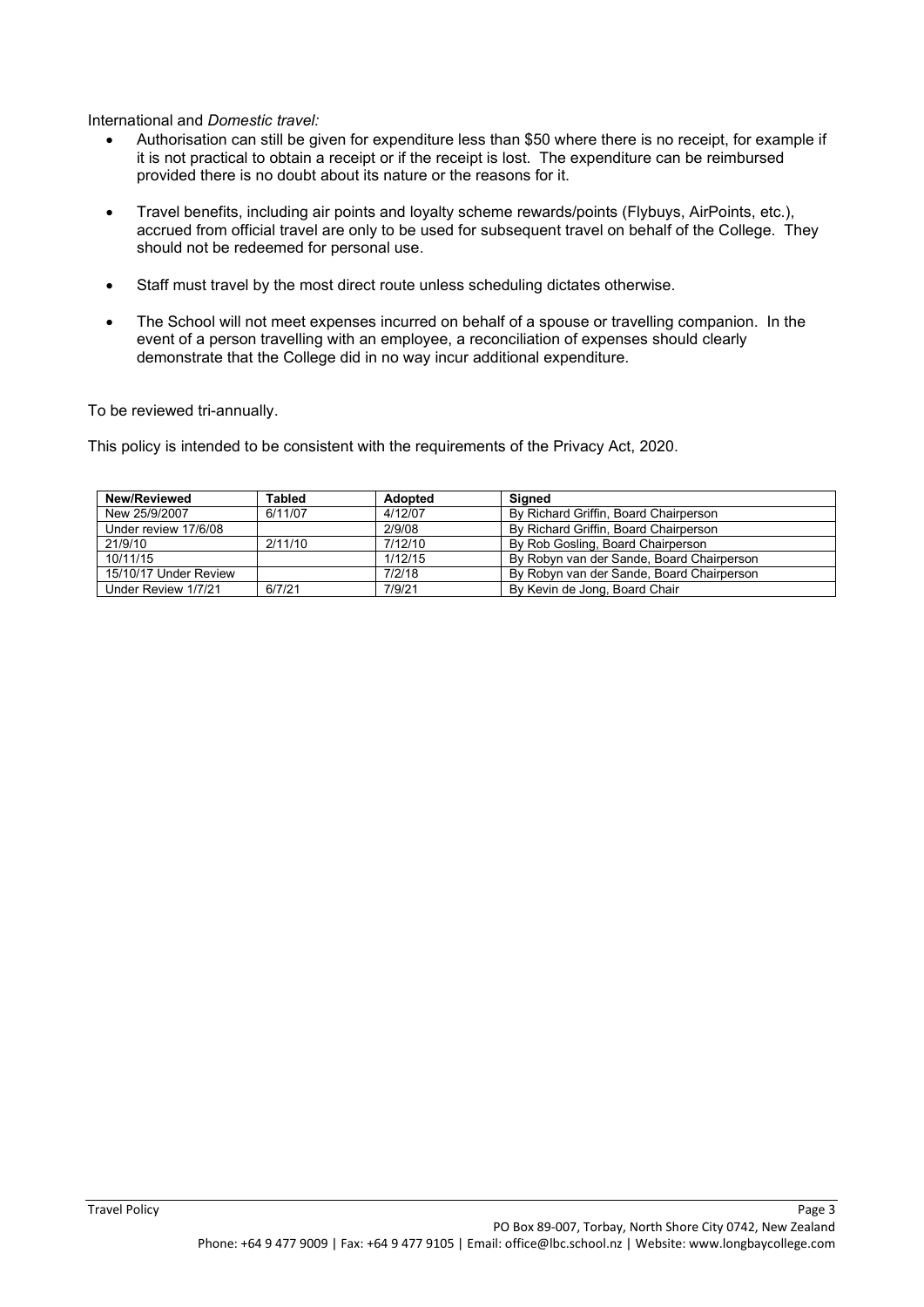International and *Domestic travel:*

- Authorisation can still be given for expenditure less than $50 where there is no receipt, for example if it is not practical to obtain a receipt or if the receipt is lost. The expenditure can be reimbursed provided there is no doubt about its nature or the reasons for it.
- Travel benefits, including air points and loyalty scheme rewards/points (Flybuys, AirPoints, etc.), accrued from official travel are only to be used for subsequent travel on behalf of the College. They should not be redeemed for personal use.
- Staff must travel by the most direct route unless scheduling dictates otherwise.
- The School will not meet expenses incurred on behalf of a spouse or travelling companion. In the event of a person travelling with an employee, a reconciliation of expenses should clearly demonstrate that the College did in no way incur additional expenditure.

To be reviewed tri-annually.

This policy is intended to be consistent with the requirements of the Privacy Act, 2020.

| New/Reviewed | Tabled | Adopted | Signed |
|---|---|---|---|
| New 25/9/2007 | 6/11/07 | 4/12/07 | By Richard Griffin, Board Chairperson |
| Under review 17/6/08 | | 2/9/08 | By Richard Griffin, Board Chairperson |
| 21/9/10 | 2/11/10 | 7/12/10 | By Rob Gosling, Board Chairperson |
| 10/11/15 | | 1/12/15 | By Robyn van der Sande, Board Chairperson |
| 15/10/17 Under Review | | 7/2/18 | By Robyn van der Sande, Board Chairperson |
| Under Review 1/7/21 | 6/7/21 | 7/9/21 | By Kevin de Jong, Board Chair |